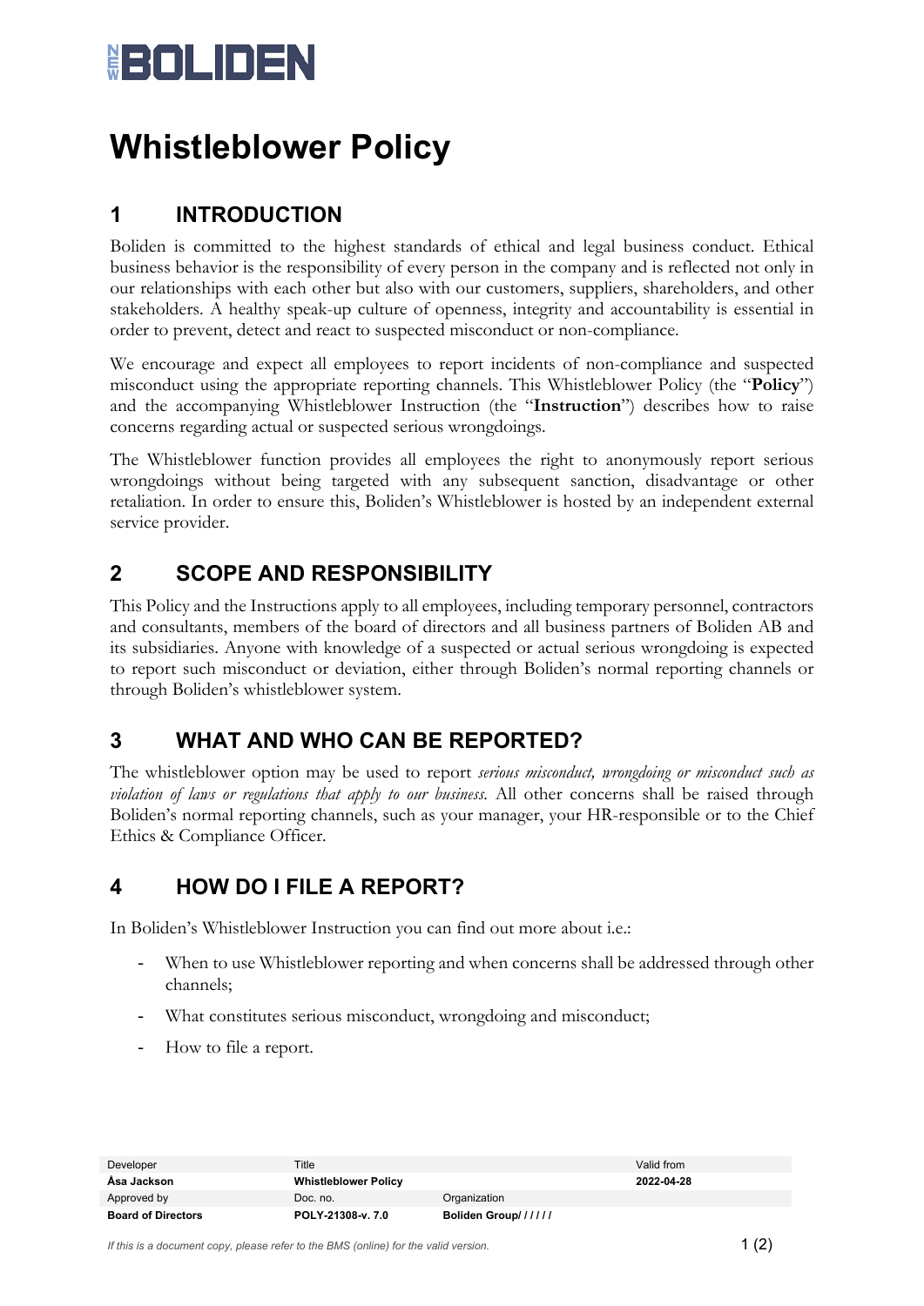# Whistleblower Policy

## 1 INTRODUCTION

Boliden is committed to the highest standards of ethical and legal business conduct. Ethical business behavior is the responsibility of every person in the company and is reflected not only in our relationships with each other but also with our customers, suppliers, shareholders, and other stakeholders. A healthy speak-up culture of openness, integrity and accountability is essential in order to prevent, detect and react to suspected misconduct or non-compliance.

We encourage and expect all employees to report incidents of non-compliance and suspected misconduct using the appropriate reporting channels. This Whistleblower Policy (the "**Policy**") and the accompanying Whistleblower Instruction (the "**Instruction**") describes how to raise concerns regarding actual or suspected serious wrongdoings.

The Whistleblower function provides all employees the right to anonymously report serious wrongdoings without being targeted with any subsequent sanction, disadvantage or other retaliation. In order to ensure this, Boliden's Whistleblower is hosted by an independent external service provider.

## 2 SCOPE AND RESPONSIBILITY

This Policy and the Instructions apply to all employees, including temporary personnel, contractors and consultants, members of the board of directors and all business partners of Boliden AB and its subsidiaries. Anyone with knowledge of a suspected or actual serious wrongdoing is expected to report such misconduct or deviation, either through Boliden's normal reporting channels or through Boliden's whistleblower system.

## 3 WHAT AND WHO CAN BE REPORTED?

The whistleblower option may be used to report *serious misconduct, wrongdoing or misconduct such as violation of laws or regulations that apply to our business.* All other concerns shall be raised through Boliden's normal reporting channels, such as your manager, your HR-responsible or to the Chief Ethics & Compliance Officer.

## 4 HOW DO I FILE A REPORT?

In Boliden's Whistleblower Instruction you can find out more about i.e.:

- When to use Whistleblower reporting and when concerns shall be addressed through other channels;
- What constitutes serious misconduct, wrongdoing and misconduct;
- How to file a report.

| Developer | Title | | Valid from |
|---|---|---|---|
| **Åsa Jackson** | **Whistleblower Policy** | | **2022-04-28** |
| Approved by | Doc. no. | Organization | |
| **Board of Directors** | **POLY-21308-v. 7.0** | **Boliden Group/ / / / /** | |

*If this is a document copy, please refer to the BMS (online) for the valid version.*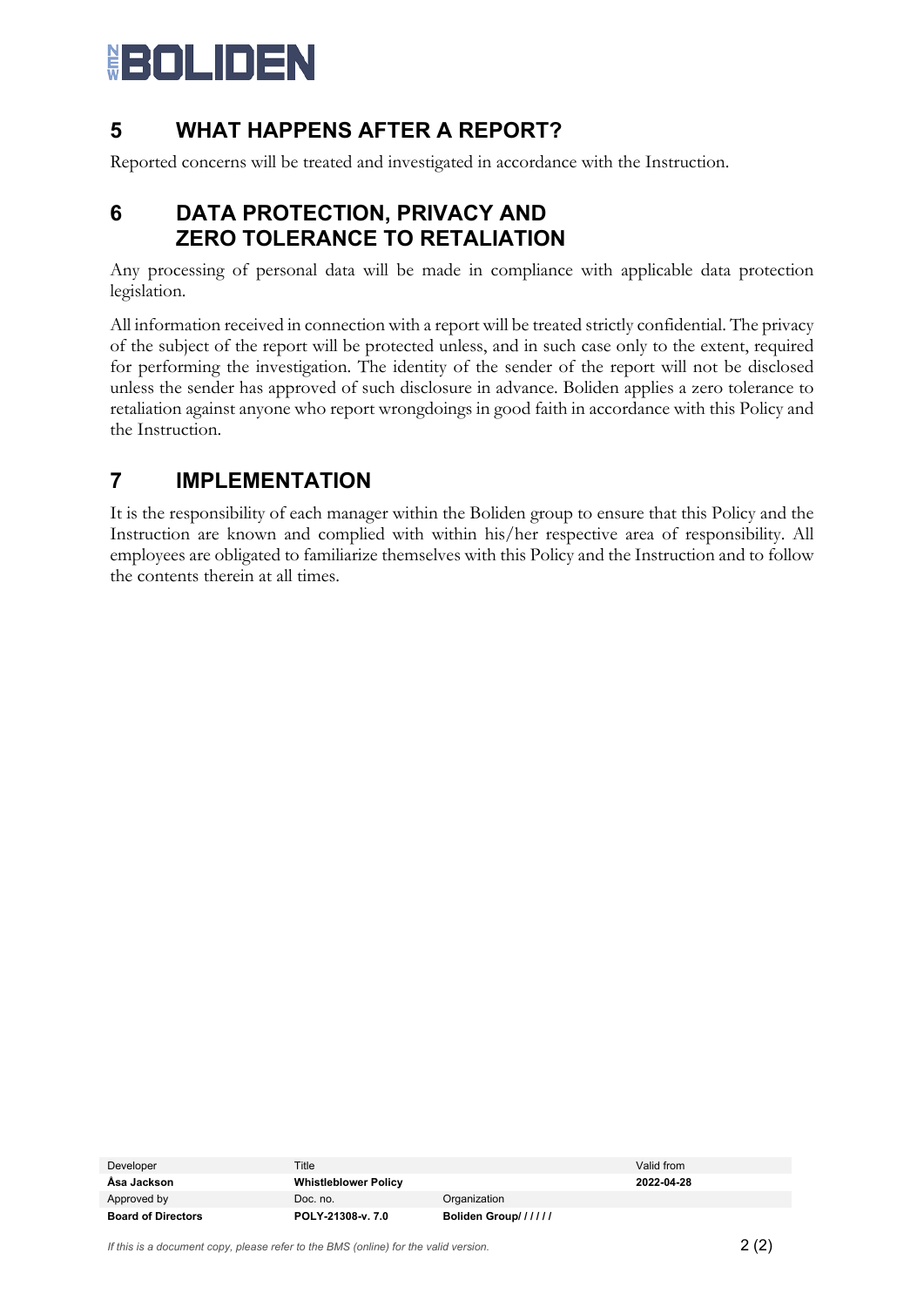## 5 WHAT HAPPENS AFTER A REPORT?

Reported concerns will be treated and investigated in accordance with the Instruction.

## 6 DATA PROTECTION, PRIVACY AND ZERO TOLERANCE TO RETALIATION

Any processing of personal data will be made in compliance with applicable data protection legislation.

All information received in connection with a report will be treated strictly confidential. The privacy of the subject of the report will be protected unless, and in such case only to the extent, required for performing the investigation. The identity of the sender of the report will not be disclosed unless the sender has approved of such disclosure in advance. Boliden applies a zero tolerance to retaliation against anyone who report wrongdoings in good faith in accordance with this Policy and the Instruction.

## 7 IMPLEMENTATION

It is the responsibility of each manager within the Boliden group to ensure that this Policy and the Instruction are known and complied with within his/her respective area of responsibility. All employees are obligated to familiarize themselves with this Policy and the Instruction and to follow the contents therein at all times.

| Developer | Title | | Valid from |
| --- | --- | --- | --- |
| **Åsa Jackson** | **Whistleblower Policy** | | **2022-04-28** |
| Approved by | Doc. no. | Organization | |
| **Board of Directors** | **POLY-21308-v. 7.0** | **Boliden Group/ / / / / /** | |

*If this is a document copy, please refer to the BMS (online) for the valid version.*